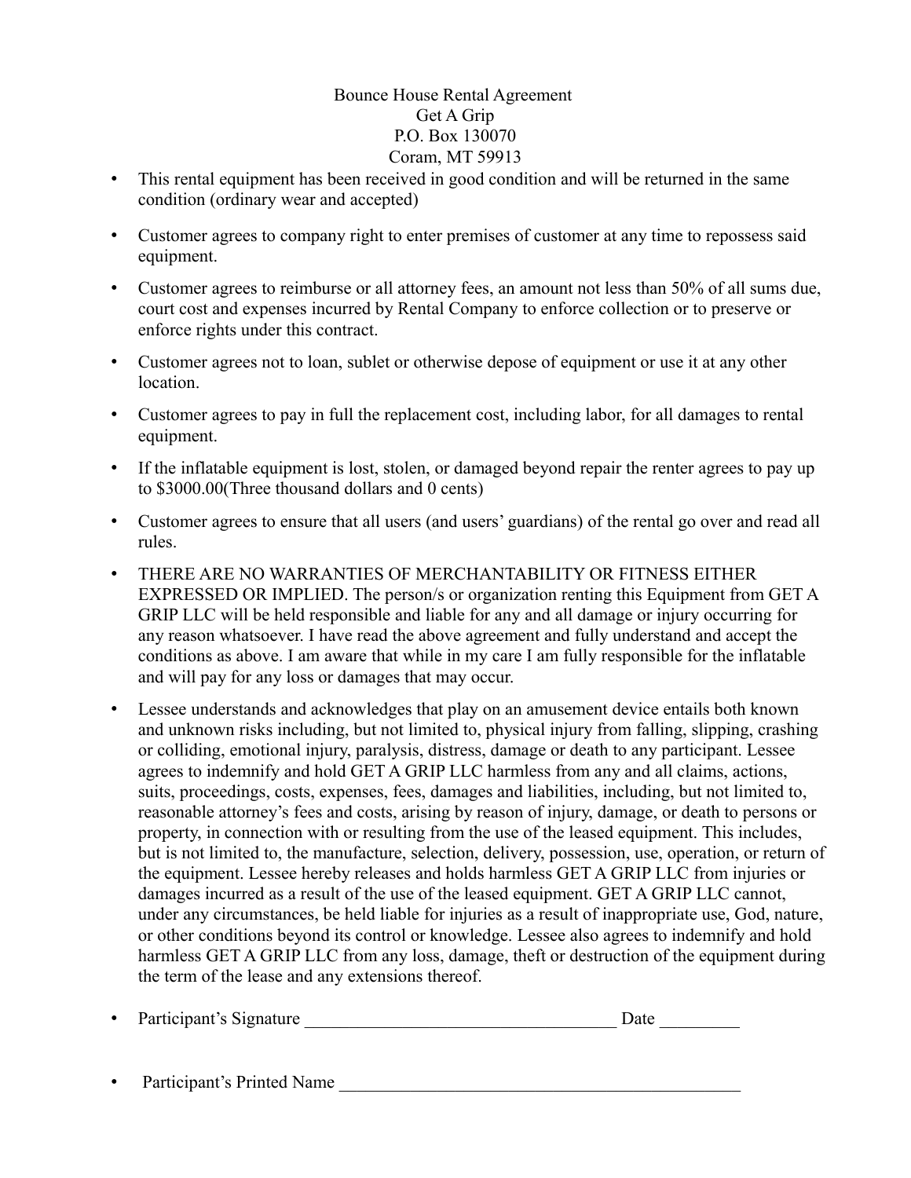Bounce House Rental Agreement
Get A Grip
P.O. Box 130070
Coram, MT 59913

- This rental equipment has been received in good condition and will be returned in the same condition (ordinary wear and accepted)
- Customer agrees to company right to enter premises of customer at any time to repossess said equipment.
- Customer agrees to reimburse or all attorney fees, an amount not less than 50% of all sums due, court cost and expenses incurred by Rental Company to enforce collection or to preserve or enforce rights under this contract.
- Customer agrees not to loan, sublet or otherwise depose of equipment or use it at any other location.
- Customer agrees to pay in full the replacement cost, including labor, for all damages to rental equipment.
- If the inflatable equipment is lost, stolen, or damaged beyond repair the renter agrees to pay up to $3000.00(Three thousand dollars and 0 cents)
- Customer agrees to ensure that all users (and users' guardians) of the rental go over and read all rules.
- THERE ARE NO WARRANTIES OF MERCHANTABILITY OR FITNESS EITHER EXPRESSED OR IMPLIED. The person/s or organization renting this Equipment from GET A GRIP LLC will be held responsible and liable for any and all damage or injury occurring for any reason whatsoever. I have read the above agreement and fully understand and accept the conditions as above. I am aware that while in my care I am fully responsible for the inflatable and will pay for any loss or damages that may occur.
- Lessee understands and acknowledges that play on an amusement device entails both known and unknown risks including, but not limited to, physical injury from falling, slipping, crashing or colliding, emotional injury, paralysis, distress, damage or death to any participant. Lessee agrees to indemnify and hold GET A GRIP LLC harmless from any and all claims, actions, suits, proceedings, costs, expenses, fees, damages and liabilities, including, but not limited to, reasonable attorney's fees and costs, arising by reason of injury, damage, or death to persons or property, in connection with or resulting from the use of the leased equipment. This includes, but is not limited to, the manufacture, selection, delivery, possession, use, operation, or return of the equipment. Lessee hereby releases and holds harmless GET A GRIP LLC from injuries or damages incurred as a result of the use of the leased equipment. GET A GRIP LLC cannot, under any circumstances, be held liable for injuries as a result of inappropriate use, God, nature, or other conditions beyond its control or knowledge. Lessee also agrees to indemnify and hold harmless GET A GRIP LLC from any loss, damage, theft or destruction of the equipment during the term of the lease and any extensions thereof.
- Participant's Signature ____________________________________ Date _________
- Participant's Printed Name _______________________________________________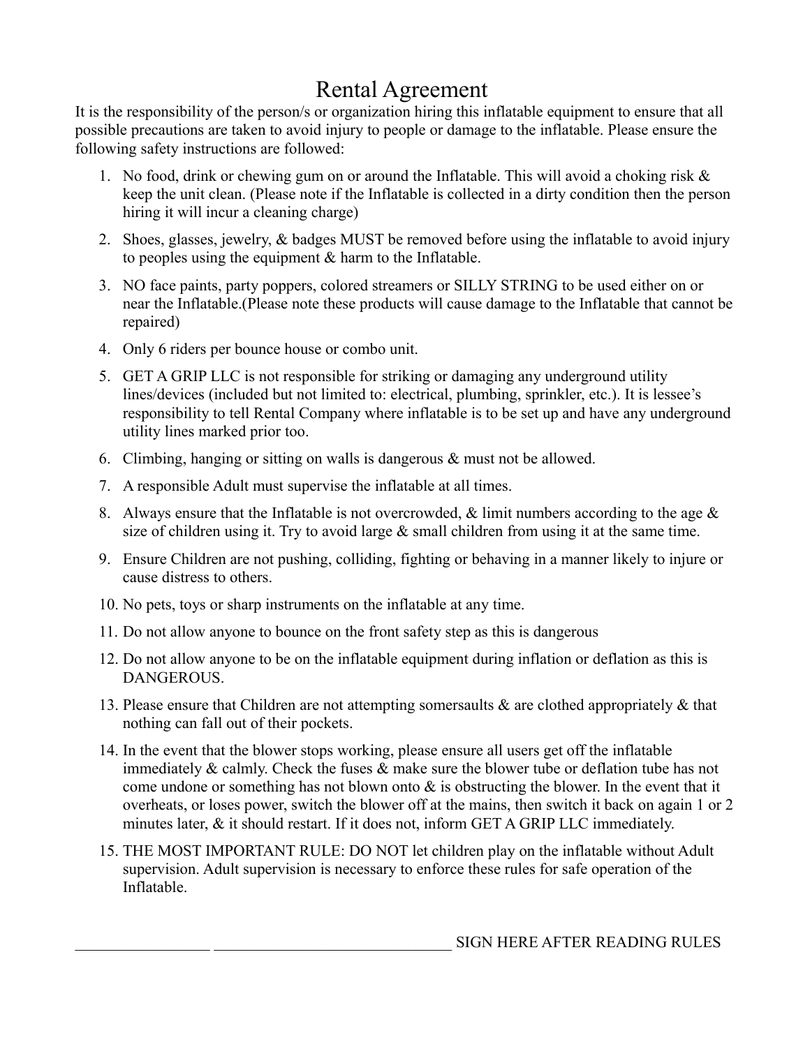# Rental Agreement

It is the responsibility of the person/s or organization hiring this inflatable equipment to ensure that all possible precautions are taken to avoid injury to people or damage to the inflatable. Please ensure the following safety instructions are followed:

1. No food, drink or chewing gum on or around the Inflatable. This will avoid a choking risk & keep the unit clean. (Please note if the Inflatable is collected in a dirty condition then the person hiring it will incur a cleaning charge)
2. Shoes, glasses, jewelry, & badges MUST be removed before using the inflatable to avoid injury to peoples using the equipment & harm to the Inflatable.
3. NO face paints, party poppers, colored streamers or SILLY STRING to be used either on or near the Inflatable.(Please note these products will cause damage to the Inflatable that cannot be repaired)
4. Only 6 riders per bounce house or combo unit.
5. GET A GRIP LLC is not responsible for striking or damaging any underground utility lines/devices (included but not limited to: electrical, plumbing, sprinkler, etc.). It is lessee's responsibility to tell Rental Company where inflatable is to be set up and have any underground utility lines marked prior too.
6. Climbing, hanging or sitting on walls is dangerous & must not be allowed.
7. A responsible Adult must supervise the inflatable at all times.
8. Always ensure that the Inflatable is not overcrowded, & limit numbers according to the age & size of children using it. Try to avoid large & small children from using it at the same time.
9. Ensure Children are not pushing, colliding, fighting or behaving in a manner likely to injure or cause distress to others.
10. No pets, toys or sharp instruments on the inflatable at any time.
11. Do not allow anyone to bounce on the front safety step as this is dangerous
12. Do not allow anyone to be on the inflatable equipment during inflation or deflation as this is DANGEROUS.
13. Please ensure that Children are not attempting somersaults & are clothed appropriately & that nothing can fall out of their pockets.
14. In the event that the blower stops working, please ensure all users get off the inflatable immediately & calmly. Check the fuses & make sure the blower tube or deflation tube has not come undone or something has not blown onto & is obstructing the blower. In the event that it overheats, or loses power, switch the blower off at the mains, then switch it back on again 1 or 2 minutes later, & it should restart. If it does not, inform GET A GRIP LLC immediately.
15. THE MOST IMPORTANT RULE: DO NOT let children play on the inflatable without Adult supervision. Adult supervision is necessary to enforce these rules for safe operation of the Inflatable.

_________________ ______________________________ SIGN HERE AFTER READING RULES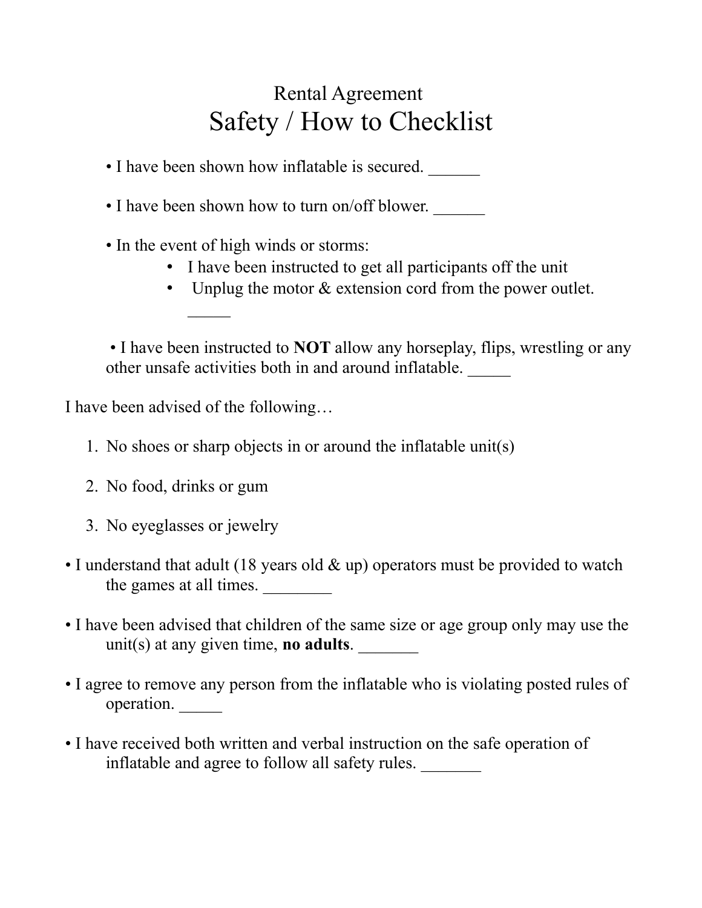Rental Agreement

# Safety / How to Checklist

- I have been shown how inflatable is secured. ______

- I have been shown how to turn on/off blower. ______

- In the event of high winds or storms:
    - I have been instructed to get all participants off the unit
    - Unplug the motor & extension cord from the power outlet.

  _____

- I have been instructed to **NOT** allow any horseplay, flips, wrestling or any other unsafe activities both in and around inflatable. _____

I have been advised of the following…

1. No shoes or sharp objects in or around the inflatable unit(s)

2. No food, drinks or gum

3. No eyeglasses or jewelry

- I understand that adult (18 years old & up) operators must be provided to watch the games at all times. ________

- I have been advised that children of the same size or age group only may use the unit(s) at any given time, **no adults**. _______

- I agree to remove any person from the inflatable who is violating posted rules of operation. _____

- I have received both written and verbal instruction on the safe operation of inflatable and agree to follow all safety rules. _______